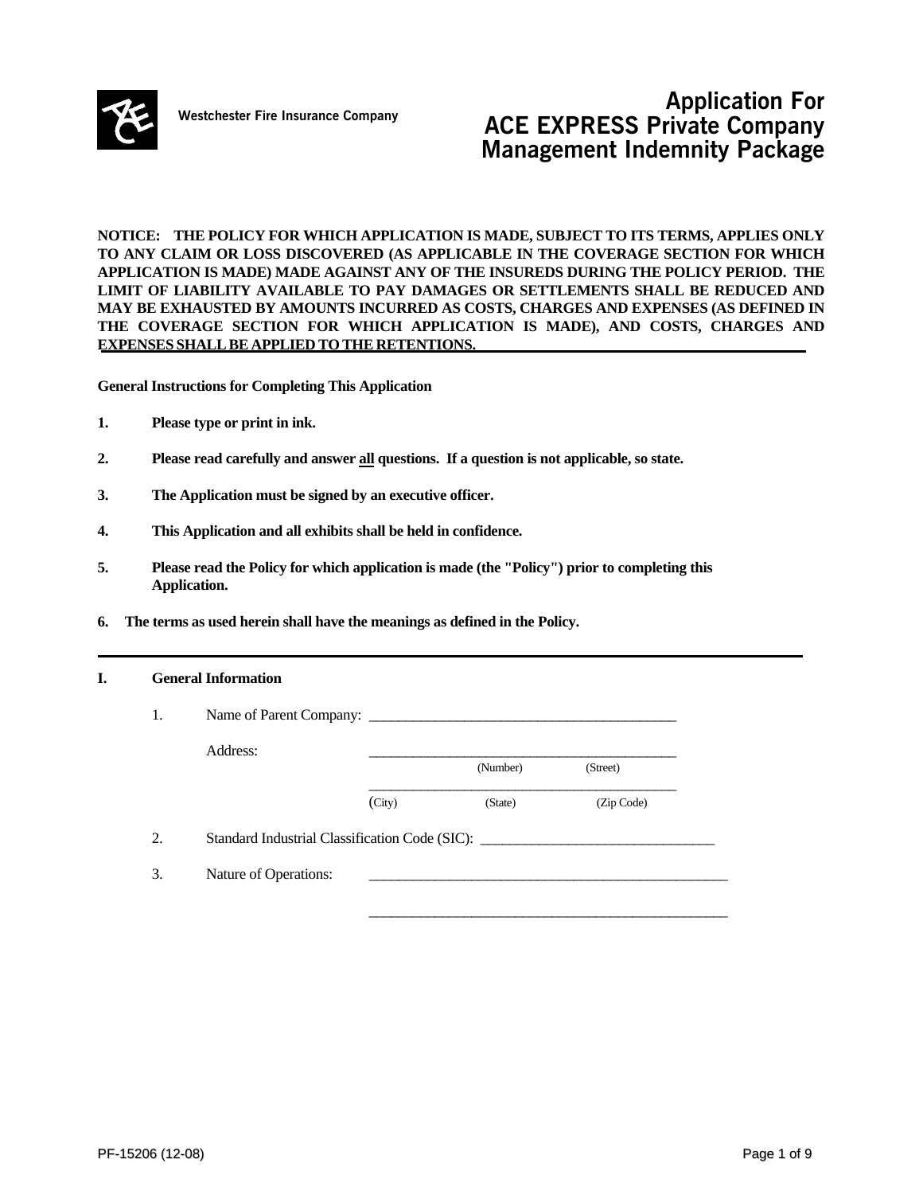Westchester Fire Insurance Company

# Application For ACE EXPRESS Private Company Management Indemnity Package

**NOTICE: THE POLICY FOR WHICH APPLICATION IS MADE, SUBJECT TO ITS TERMS, APPLIES ONLY TO ANY CLAIM OR LOSS DISCOVERED (AS APPLICABLE IN THE COVERAGE SECTION FOR WHICH APPLICATION IS MADE) MADE AGAINST ANY OF THE INSUREDS DURING THE POLICY PERIOD. THE LIMIT OF LIABILITY AVAILABLE TO PAY DAMAGES OR SETTLEMENTS SHALL BE REDUCED AND MAY BE EXHAUSTED BY AMOUNTS INCURRED AS COSTS, CHARGES AND EXPENSES (AS DEFINED IN THE COVERAGE SECTION FOR WHICH APPLICATION IS MADE), AND COSTS, CHARGES AND EXPENSES SHALL BE APPLIED TO THE RETENTIONS.**

**General Instructions for Completing This Application**

1. **Please type or print in ink.**
2. **Please read carefully and answer all questions. If a question is not applicable, so state.**
3. **The Application must be signed by an executive officer.**
4. **This Application and all exhibits shall be held in confidence.**
5. **Please read the Policy for which application is made (the "Policy") prior to completing this Application.**
6. **The terms as used herein shall have the meanings as defined in the Policy.**

---

## I. General Information

1. Name of Parent Company: ____________________________________________

   Address: ____________________________________________
   (Number) (Street)

   ____________________________________________
   (City) (State) (Zip Code)

2. Standard Industrial Classification Code (SIC): ________________________________

3. Nature of Operations: ____________________________________________________

   ____________________________________________________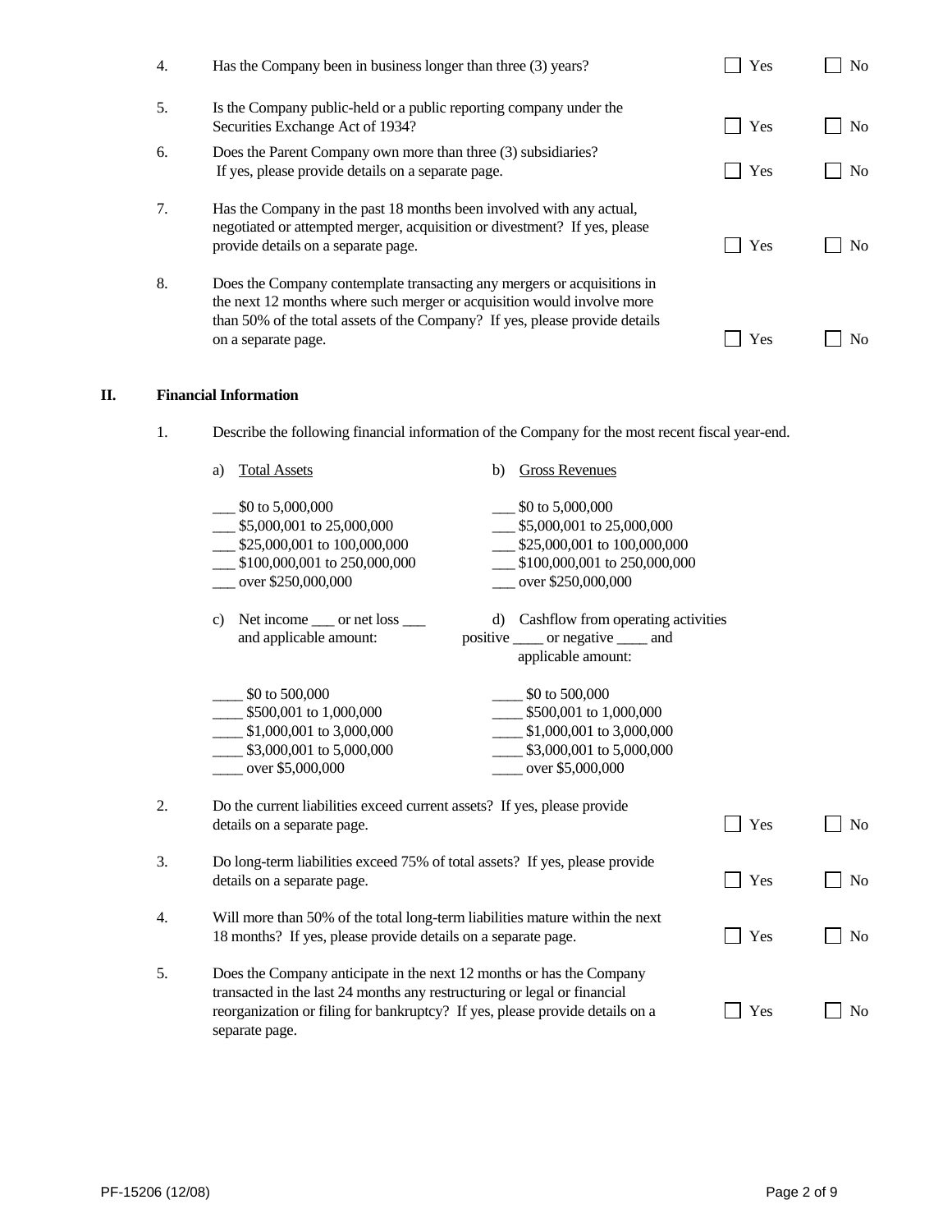4. Has the Company been in business longer than three (3) years? ☐ Yes ☐ No

5. Is the Company public-held or a public reporting company under the Securities Exchange Act of 1934? ☐ Yes ☐ No

6. Does the Parent Company own more than three (3) subsidiaries? If yes, please provide details on a separate page. ☐ Yes ☐ No

7. Has the Company in the past 18 months been involved with any actual, negotiated or attempted merger, acquisition or divestment? If yes, please provide details on a separate page. ☐ Yes ☐ No

8. Does the Company contemplate transacting any mergers or acquisitions in the next 12 months where such merger or acquisition would involve more than 50% of the total assets of the Company? If yes, please provide details on a separate page. ☐ Yes ☐ No

## II. Financial Information

1. Describe the following financial information of the Company for the most recent fiscal year-end.

a) Total Assets

___ $0 to 5,000,000
___ $5,000,001 to 25,000,000
___ $25,000,001 to 100,000,000
___ $100,000,001 to 250,000,000
___ over $250,000,000

b) Gross Revenues

___ $0 to 5,000,000
___ $5,000,001 to 25,000,000
___ $25,000,001 to 100,000,000
___ $100,000,001 to 250,000,000
___ over $250,000,000

c) Net income ___ or net loss ___ and applicable amount:

____ $0 to 500,000
____ $500,001 to 1,000,000
____ $1,000,001 to 3,000,000
____ $3,000,001 to 5,000,000
____ over $5,000,000

d) Cashflow from operating activities positive ____ or negative ____ and applicable amount:

____ $0 to 500,000
____ $500,001 to 1,000,000
____ $1,000,001 to 3,000,000
____ $3,000,001 to 5,000,000
____ over $5,000,000

2. Do the current liabilities exceed current assets? If yes, please provide details on a separate page. ☐ Yes ☐ No

3. Do long-term liabilities exceed 75% of total assets? If yes, please provide details on a separate page. ☐ Yes ☐ No

4. Will more than 50% of the total long-term liabilities mature within the next 18 months? If yes, please provide details on a separate page. ☐ Yes ☐ No

5. Does the Company anticipate in the next 12 months or has the Company transacted in the last 24 months any restructuring or legal or financial reorganization or filing for bankruptcy? If yes, please provide details on a separate page. ☐ Yes ☐ No

PF-15206 (12/08)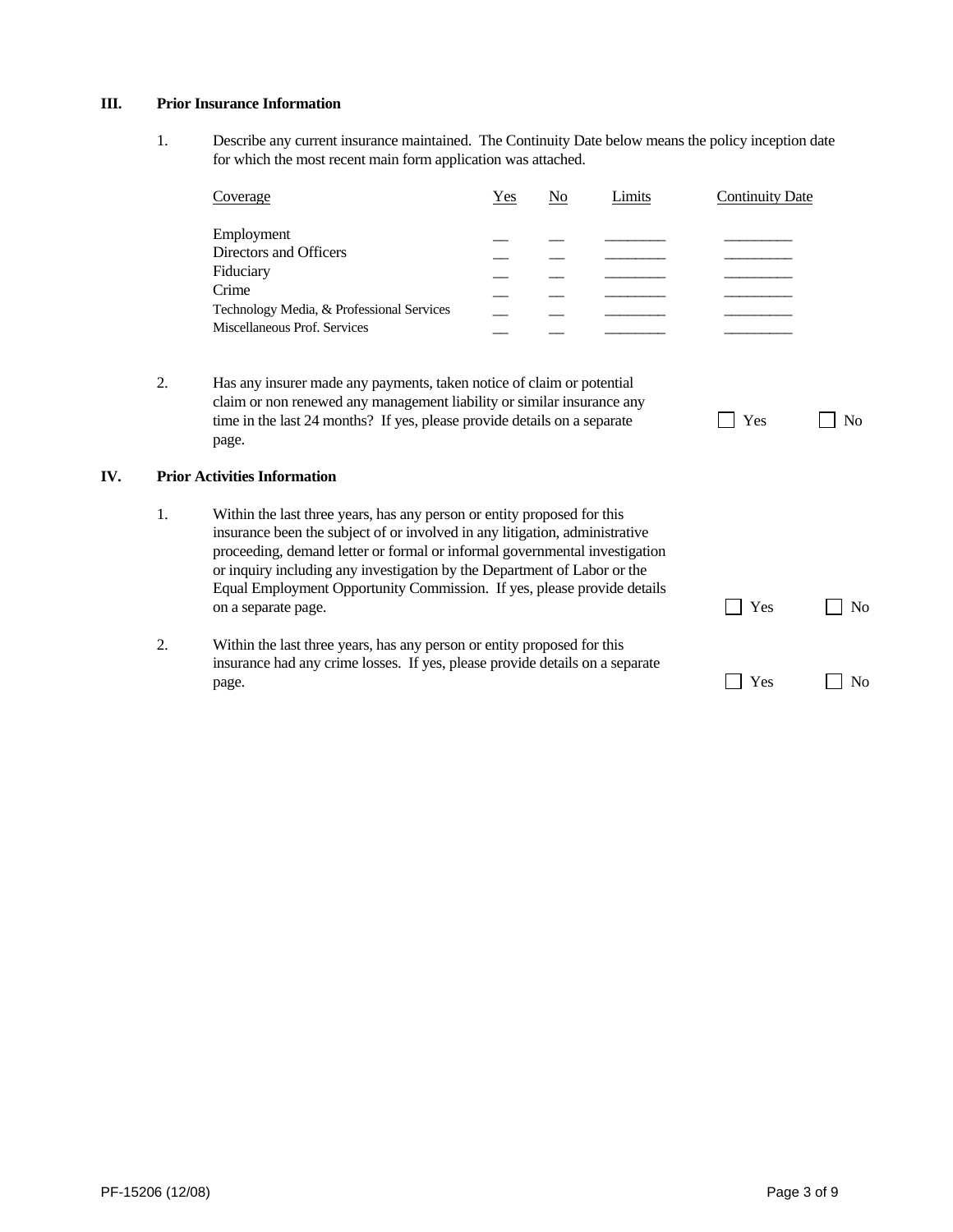## III. Prior Insurance Information

1. Describe any current insurance maintained. The Continuity Date below means the policy inception date for which the most recent main form application was attached.

| Coverage | Yes | No | Limits | Continuity Date |
|---|---|---|---|---|
| Employment | __ | __ | ________ | _________ |
| Directors and Officers | __ | __ | ________ | _________ |
| Fiduciary | __ | __ | ________ | _________ |
| Crime | __ | __ | ________ | _________ |
| Technology Media, & Professional Services | __ | __ | ________ | _________ |
| Miscellaneous Prof. Services | __ | __ | ________ | _________ |

2. Has any insurer made any payments, taken notice of claim or potential claim or non renewed any management liability or similar insurance any time in the last 24 months? If yes, please provide details on a separate page. ☐ Yes ☐ No

## IV. Prior Activities Information

1. Within the last three years, has any person or entity proposed for this insurance been the subject of or involved in any litigation, administrative proceeding, demand letter or formal or informal governmental investigation or inquiry including any investigation by the Department of Labor or the Equal Employment Opportunity Commission. If yes, please provide details on a separate page. ☐ Yes ☐ No

2. Within the last three years, has any person or entity proposed for this insurance had any crime losses. If yes, please provide details on a separate page. ☐ Yes ☐ No

PF-15206 (12/08)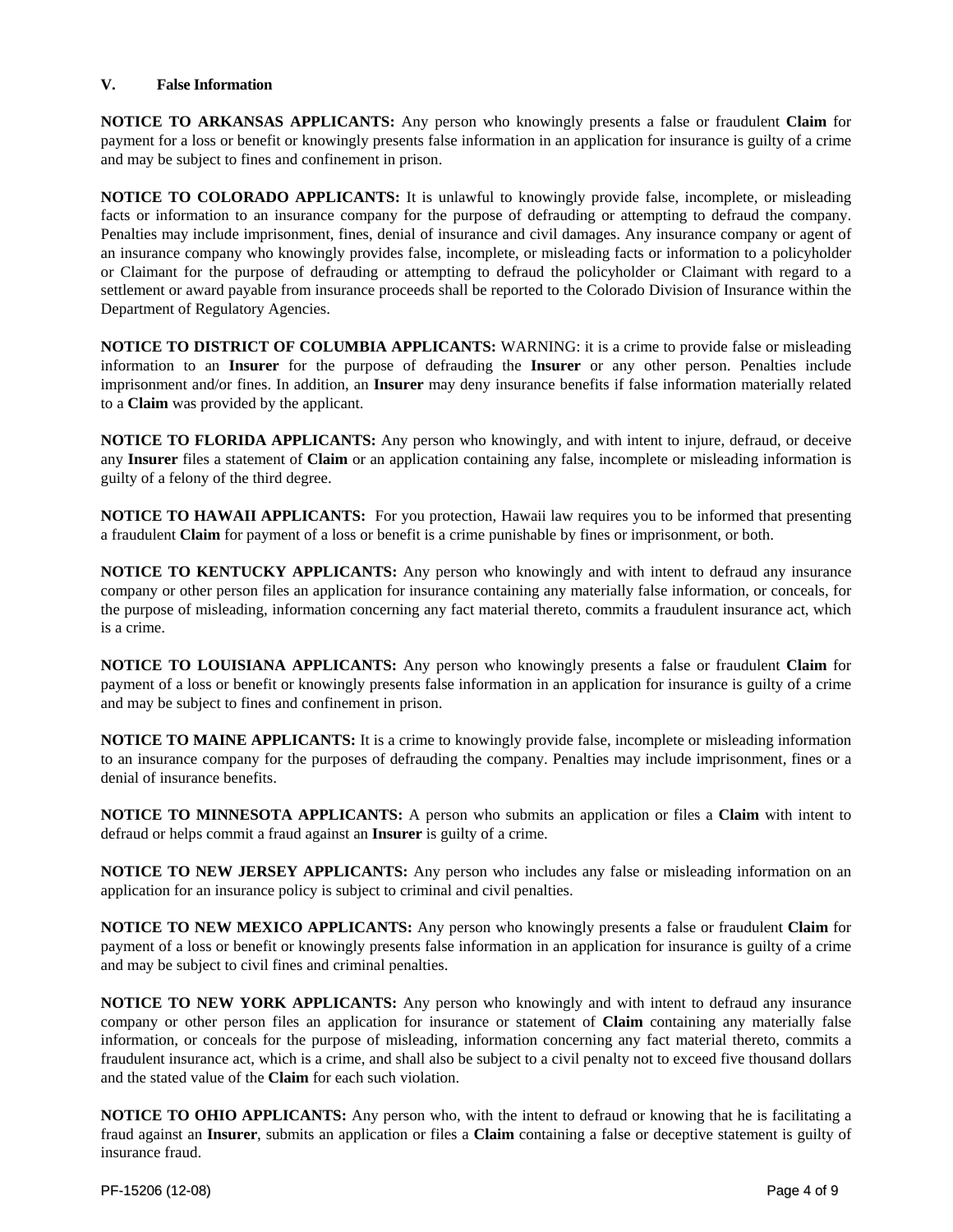### V. False Information

**NOTICE TO ARKANSAS APPLICANTS:** Any person who knowingly presents a false or fraudulent **Claim** for payment for a loss or benefit or knowingly presents false information in an application for insurance is guilty of a crime and may be subject to fines and confinement in prison.

**NOTICE TO COLORADO APPLICANTS:** It is unlawful to knowingly provide false, incomplete, or misleading facts or information to an insurance company for the purpose of defrauding or attempting to defraud the company. Penalties may include imprisonment, fines, denial of insurance and civil damages. Any insurance company or agent of an insurance company who knowingly provides false, incomplete, or misleading facts or information to a policyholder or Claimant for the purpose of defrauding or attempting to defraud the policyholder or Claimant with regard to a settlement or award payable from insurance proceeds shall be reported to the Colorado Division of Insurance within the Department of Regulatory Agencies.

**NOTICE TO DISTRICT OF COLUMBIA APPLICANTS:** WARNING: it is a crime to provide false or misleading information to an **Insurer** for the purpose of defrauding the **Insurer** or any other person. Penalties include imprisonment and/or fines. In addition, an **Insurer** may deny insurance benefits if false information materially related to a **Claim** was provided by the applicant.

**NOTICE TO FLORIDA APPLICANTS:** Any person who knowingly, and with intent to injure, defraud, or deceive any **Insurer** files a statement of **Claim** or an application containing any false, incomplete or misleading information is guilty of a felony of the third degree.

**NOTICE TO HAWAII APPLICANTS:** For you protection, Hawaii law requires you to be informed that presenting a fraudulent **Claim** for payment of a loss or benefit is a crime punishable by fines or imprisonment, or both.

**NOTICE TO KENTUCKY APPLICANTS:** Any person who knowingly and with intent to defraud any insurance company or other person files an application for insurance containing any materially false information, or conceals, for the purpose of misleading, information concerning any fact material thereto, commits a fraudulent insurance act, which is a crime.

**NOTICE TO LOUISIANA APPLICANTS:** Any person who knowingly presents a false or fraudulent **Claim** for payment of a loss or benefit or knowingly presents false information in an application for insurance is guilty of a crime and may be subject to fines and confinement in prison.

**NOTICE TO MAINE APPLICANTS:** It is a crime to knowingly provide false, incomplete or misleading information to an insurance company for the purposes of defrauding the company. Penalties may include imprisonment, fines or a denial of insurance benefits.

**NOTICE TO MINNESOTA APPLICANTS:** A person who submits an application or files a **Claim** with intent to defraud or helps commit a fraud against an **Insurer** is guilty of a crime.

**NOTICE TO NEW JERSEY APPLICANTS:** Any person who includes any false or misleading information on an application for an insurance policy is subject to criminal and civil penalties.

**NOTICE TO NEW MEXICO APPLICANTS:** Any person who knowingly presents a false or fraudulent **Claim** for payment of a loss or benefit or knowingly presents false information in an application for insurance is guilty of a crime and may be subject to civil fines and criminal penalties.

**NOTICE TO NEW YORK APPLICANTS:** Any person who knowingly and with intent to defraud any insurance company or other person files an application for insurance or statement of **Claim** containing any materially false information, or conceals for the purpose of misleading, information concerning any fact material thereto, commits a fraudulent insurance act, which is a crime, and shall also be subject to a civil penalty not to exceed five thousand dollars and the stated value of the **Claim** for each such violation.

**NOTICE TO OHIO APPLICANTS:** Any person who, with the intent to defraud or knowing that he is facilitating a fraud against an **Insurer**, submits an application or files a **Claim** containing a false or deceptive statement is guilty of insurance fraud.

PF-15206 (12-08)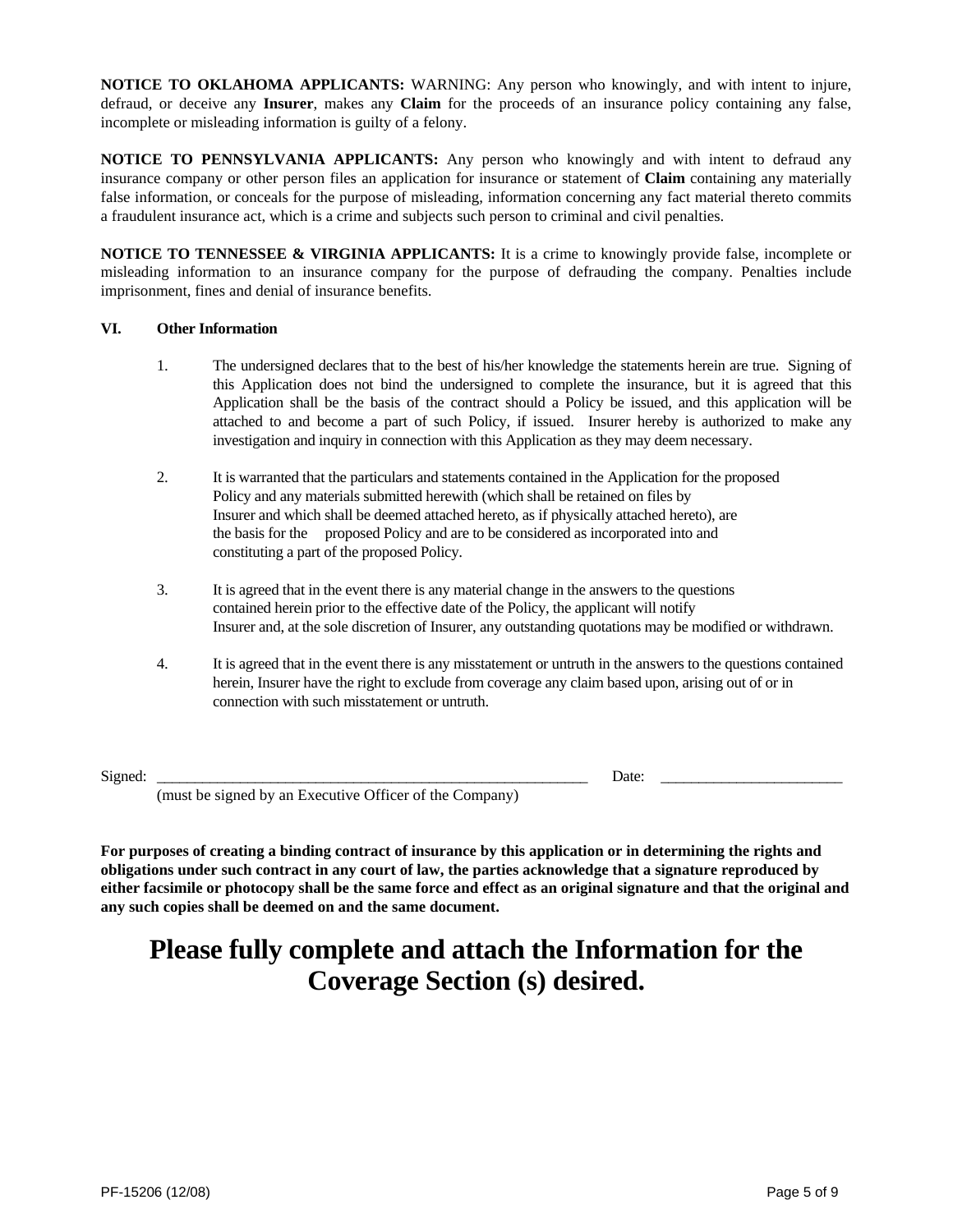**NOTICE TO OKLAHOMA APPLICANTS:** WARNING: Any person who knowingly, and with intent to injure, defraud, or deceive any **Insurer**, makes any **Claim** for the proceeds of an insurance policy containing any false, incomplete or misleading information is guilty of a felony.

**NOTICE TO PENNSYLVANIA APPLICANTS:** Any person who knowingly and with intent to defraud any insurance company or other person files an application for insurance or statement of **Claim** containing any materially false information, or conceals for the purpose of misleading, information concerning any fact material thereto commits a fraudulent insurance act, which is a crime and subjects such person to criminal and civil penalties.

**NOTICE TO TENNESSEE & VIRGINIA APPLICANTS:** It is a crime to knowingly provide false, incomplete or misleading information to an insurance company for the purpose of defrauding the company. Penalties include imprisonment, fines and denial of insurance benefits.

**VI. Other Information**

1. The undersigned declares that to the best of his/her knowledge the statements herein are true. Signing of this Application does not bind the undersigned to complete the insurance, but it is agreed that this Application shall be the basis of the contract should a Policy be issued, and this application will be attached to and become a part of such Policy, if issued. Insurer hereby is authorized to make any investigation and inquiry in connection with this Application as they may deem necessary.

2. It is warranted that the particulars and statements contained in the Application for the proposed Policy and any materials submitted herewith (which shall be retained on files by Insurer and which shall be deemed attached hereto, as if physically attached hereto), are the basis for the proposed Policy and are to be considered as incorporated into and constituting a part of the proposed Policy.

3. It is agreed that in the event there is any material change in the answers to the questions contained herein prior to the effective date of the Policy, the applicant will notify Insurer and, at the sole discretion of Insurer, any outstanding quotations may be modified or withdrawn.

4. It is agreed that in the event there is any misstatement or untruth in the answers to the questions contained herein, Insurer have the right to exclude from coverage any claim based upon, arising out of or in connection with such misstatement or untruth.

Signed: ___________________________________________________________ Date: ________________________

(must be signed by an Executive Officer of the Company)

**For purposes of creating a binding contract of insurance by this application or in determining the rights and obligations under such contract in any court of law, the parties acknowledge that a signature reproduced by either facsimile or photocopy shall be the same force and effect as an original signature and that the original and any such copies shall be deemed on and the same document.**

# Please fully complete and attach the Information for the Coverage Section (s) desired.

PF-15206 (12/08)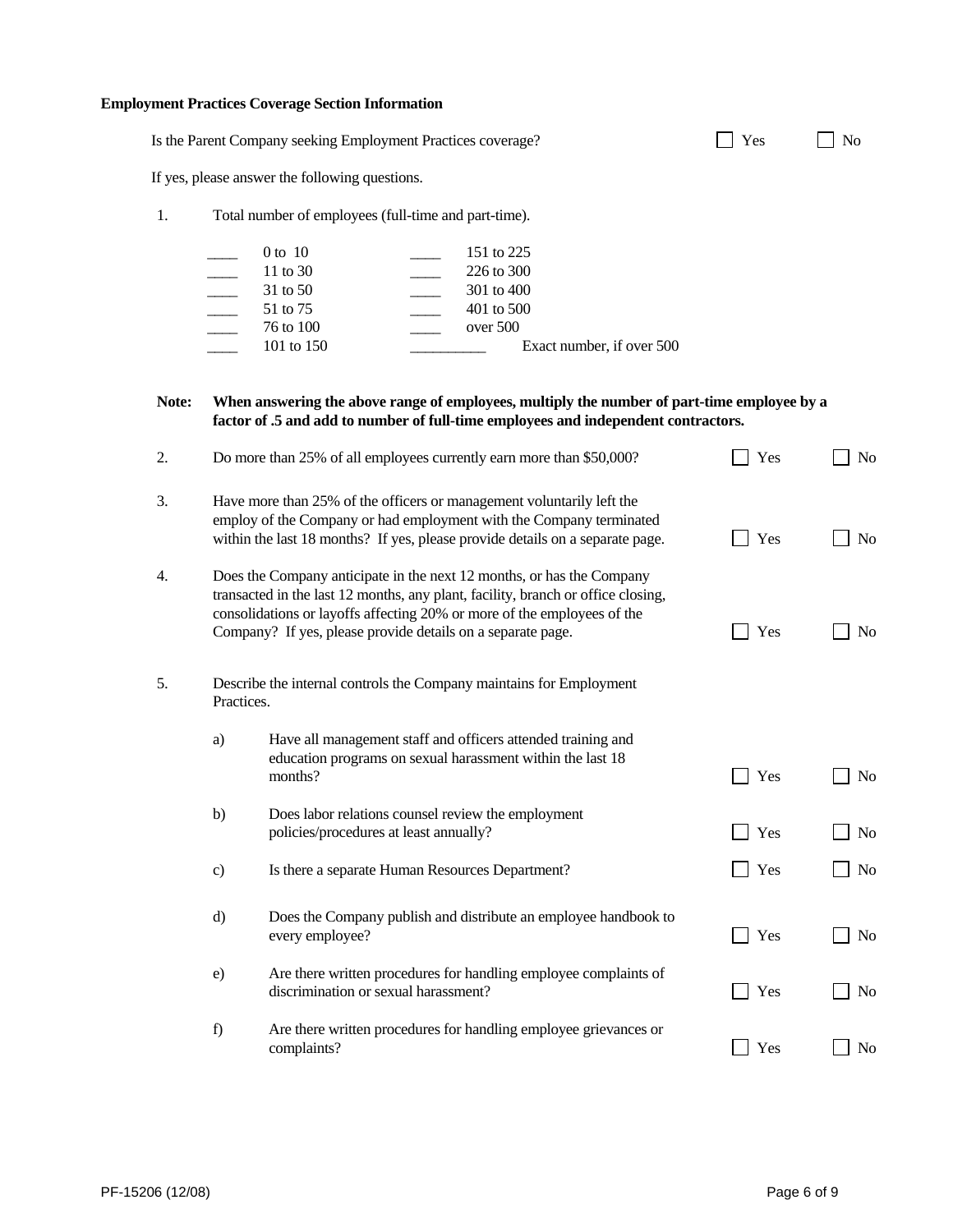**Employment Practices Coverage Section Information**

Is the Parent Company seeking Employment Practices coverage? ☐ Yes ☐ No

If yes, please answer the following questions.

1. Total number of employees (full-time and part-time).

| | | | |
|---|---|---|---|
| ____ | 0 to 10 | ____ | 151 to 225 |
| ____ | 11 to 30 | ____ | 226 to 300 |
| ____ | 31 to 50 | ____ | 301 to 400 |
| ____ | 51 to 75 | ____ | 401 to 500 |
| ____ | 76 to 100 | ____ | over 500 |
| ____ | 101 to 150 | __________ | Exact number, if over 500 |

**Note: When answering the above range of employees, multiply the number of part-time employee by a factor of .5 and add to number of full-time employees and independent contractors.**

2. Do more than 25% of all employees currently earn more than $50,000? ☐ Yes ☐ No

3. Have more than 25% of the officers or management voluntarily left the employ of the Company or had employment with the Company terminated within the last 18 months? If yes, please provide details on a separate page. ☐ Yes ☐ No

4. Does the Company anticipate in the next 12 months, or has the Company transacted in the last 12 months, any plant, facility, branch or office closing, consolidations or layoffs affecting 20% or more of the employees of the Company? If yes, please provide details on a separate page. ☐ Yes ☐ No

5. Describe the internal controls the Company maintains for Employment Practices.

   a) Have all management staff and officers attended training and education programs on sexual harassment within the last 18 months? ☐ Yes ☐ No

   b) Does labor relations counsel review the employment policies/procedures at least annually? ☐ Yes ☐ No

   c) Is there a separate Human Resources Department? ☐ Yes ☐ No

   d) Does the Company publish and distribute an employee handbook to every employee? ☐ Yes ☐ No

   e) Are there written procedures for handling employee complaints of discrimination or sexual harassment? ☐ Yes ☐ No

   f) Are there written procedures for handling employee grievances or complaints? ☐ Yes ☐ No

PF-15206 (12/08)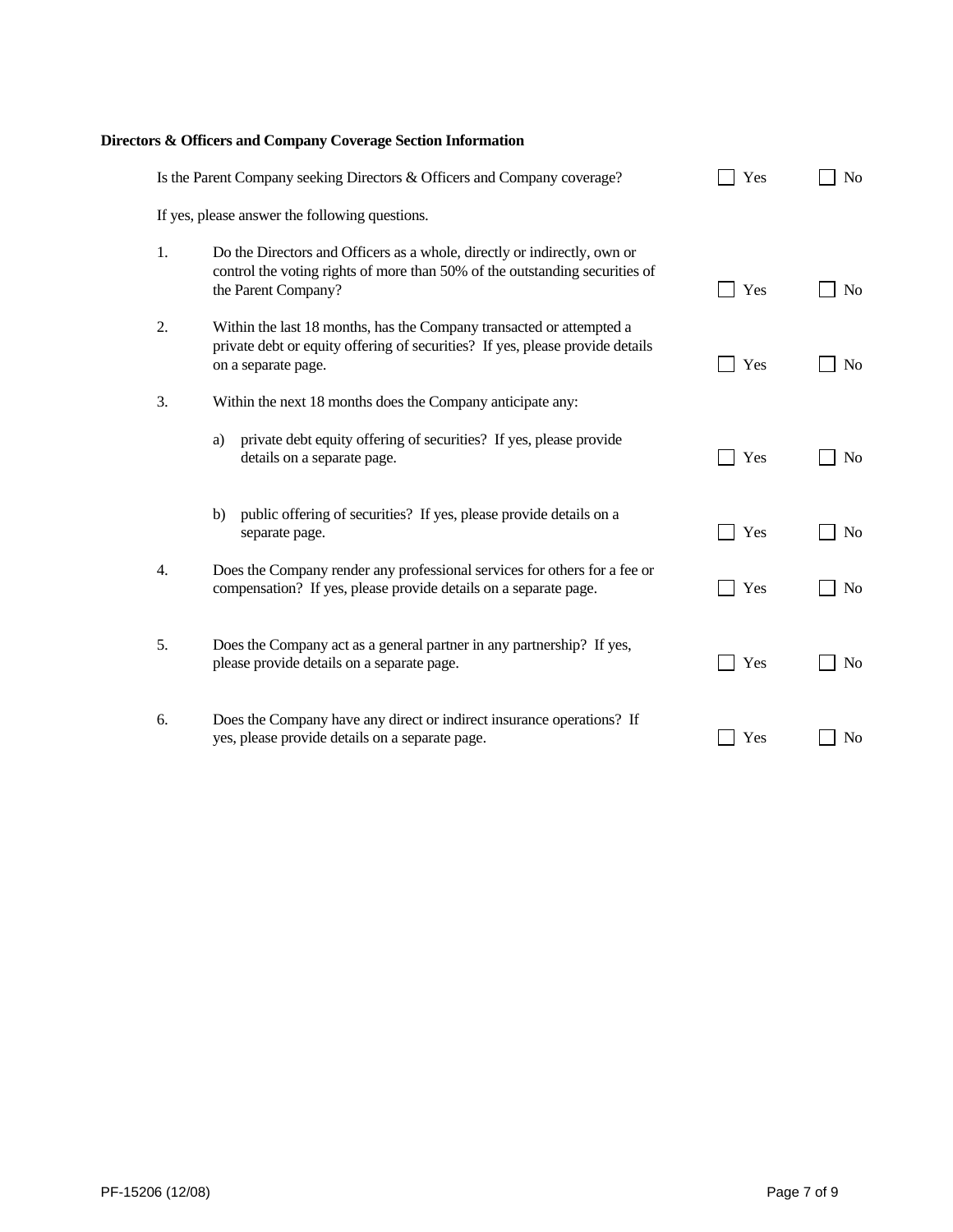**Directors & Officers and Company Coverage Section Information**

Is the Parent Company seeking Directors & Officers and Company coverage? ☐ Yes ☐ No

If yes, please answer the following questions.

1. Do the Directors and Officers as a whole, directly or indirectly, own or control the voting rights of more than 50% of the outstanding securities of the Parent Company? ☐ Yes ☐ No

2. Within the last 18 months, has the Company transacted or attempted a private debt or equity offering of securities? If yes, please provide details on a separate page. ☐ Yes ☐ No

3. Within the next 18 months does the Company anticipate any:

   a) private debt equity offering of securities? If yes, please provide details on a separate page. ☐ Yes ☐ No

   b) public offering of securities? If yes, please provide details on a separate page. ☐ Yes ☐ No

4. Does the Company render any professional services for others for a fee or compensation? If yes, please provide details on a separate page. ☐ Yes ☐ No

5. Does the Company act as a general partner in any partnership? If yes, please provide details on a separate page. ☐ Yes ☐ No

6. Does the Company have any direct or indirect insurance operations? If yes, please provide details on a separate page. ☐ Yes ☐ No

PF-15206 (12/08)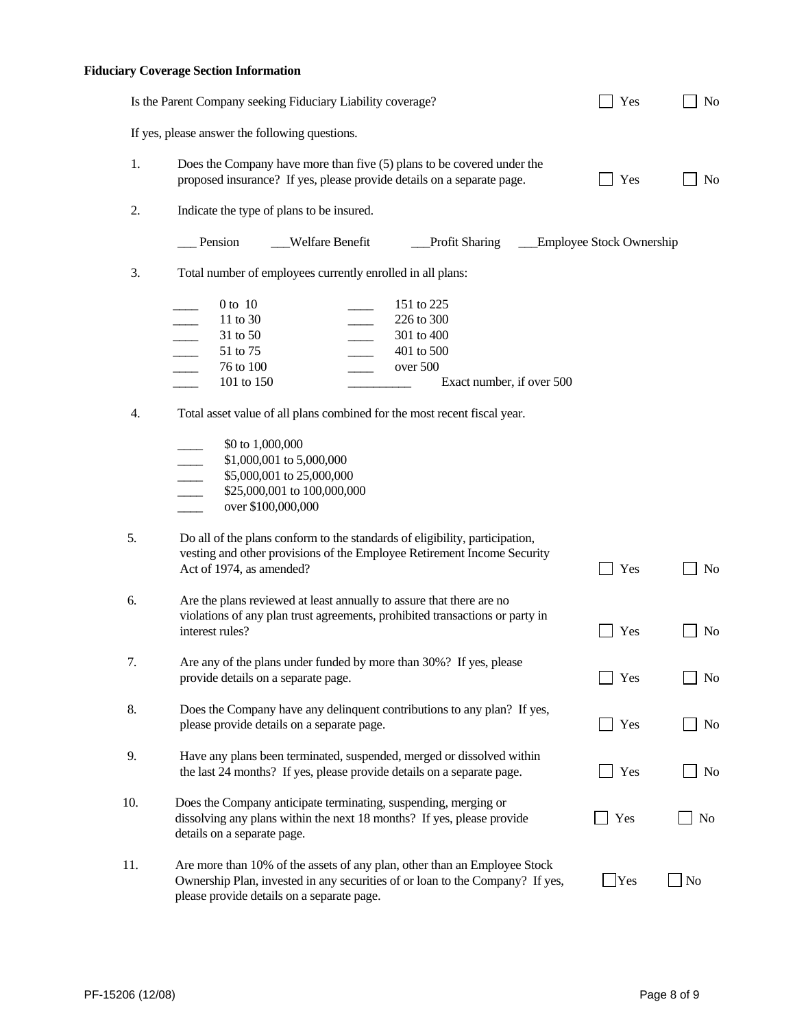**Fiduciary Coverage Section Information**

Is the Parent Company seeking Fiduciary Liability coverage? ☐ Yes ☐ No

If yes, please answer the following questions.

1. Does the Company have more than five (5) plans to be covered under the proposed insurance? If yes, please provide details on a separate page. ☐ Yes ☐ No

2. Indicate the type of plans to be insured.

   ___ Pension ___Welfare Benefit ___Profit Sharing ___Employee Stock Ownership

3. Total number of employees currently enrolled in all plans:

| | | | |
|---|---|---|---|
| ____ | 0 to 10 | ____ | 151 to 225 |
| ____ | 11 to 30 | ____ | 226 to 300 |
| ____ | 31 to 50 | ____ | 301 to 400 |
| ____ | 51 to 75 | ____ | 401 to 500 |
| ____ | 76 to 100 | ____ | over 500 |
| ____ | 101 to 150 | __________ | Exact number, if over 500 |

4. Total asset value of all plans combined for the most recent fiscal year.

   ____ $0 to 1,000,000
   ____ $1,000,001 to 5,000,000
   ____ $5,000,001 to 25,000,000
   ____ $25,000,001 to 100,000,000
   ____ over $100,000,000

5. Do all of the plans conform to the standards of eligibility, participation, vesting and other provisions of the Employee Retirement Income Security Act of 1974, as amended? ☐ Yes ☐ No

6. Are the plans reviewed at least annually to assure that there are no violations of any plan trust agreements, prohibited transactions or party in interest rules? ☐ Yes ☐ No

7. Are any of the plans under funded by more than 30%? If yes, please provide details on a separate page. ☐ Yes ☐ No

8. Does the Company have any delinquent contributions to any plan? If yes, please provide details on a separate page. ☐ Yes ☐ No

9. Have any plans been terminated, suspended, merged or dissolved within the last 24 months? If yes, please provide details on a separate page. ☐ Yes ☐ No

10. Does the Company anticipate terminating, suspending, merging or dissolving any plans within the next 18 months? If yes, please provide details on a separate page. ☐ Yes ☐ No

11. Are more than 10% of the assets of any plan, other than an Employee Stock Ownership Plan, invested in any securities of or loan to the Company? If yes, please provide details on a separate page. ☐ Yes ☐ No

PF-15206 (12/08)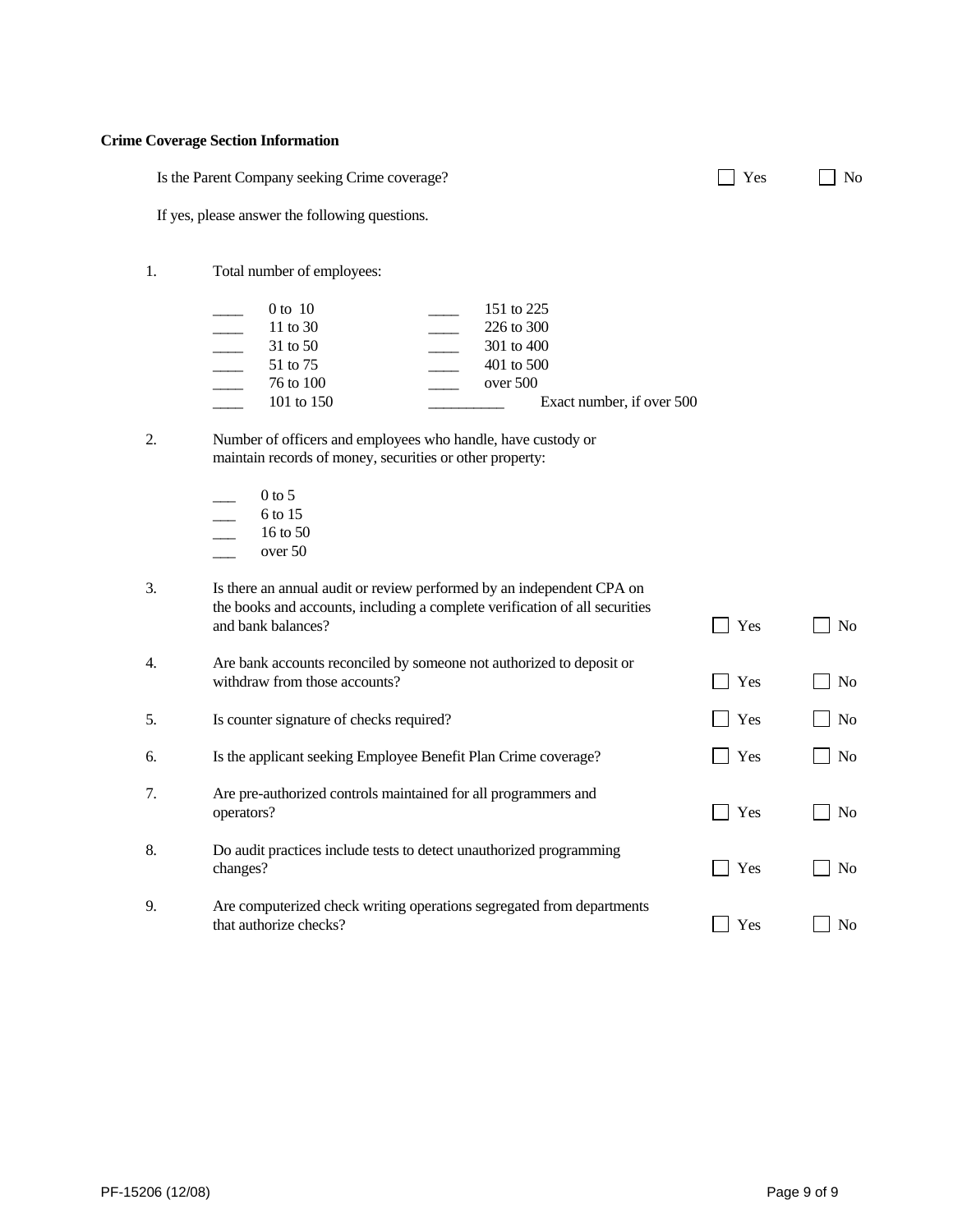**Crime Coverage Section Information**

Is the Parent Company seeking Crime coverage? ☐ Yes ☐ No

If yes, please answer the following questions.

1. Total number of employees:

| | | | |
|---|---|---|---|
| ____ | 0 to 10 | ____ | 151 to 225 |
| ____ | 11 to 30 | ____ | 226 to 300 |
| ____ | 31 to 50 | ____ | 301 to 400 |
| ____ | 51 to 75 | ____ | 401 to 500 |
| ____ | 76 to 100 | ____ | over 500 |
| ____ | 101 to 150 | __________ | Exact number, if over 500 |

2. Number of officers and employees who handle, have custody or maintain records of money, securities or other property:

   ___ 0 to 5
   ___ 6 to 15
   ___ 16 to 50
   ___ over 50

3. Is there an annual audit or review performed by an independent CPA on the books and accounts, including a complete verification of all securities and bank balances? ☐ Yes ☐ No

4. Are bank accounts reconciled by someone not authorized to deposit or withdraw from those accounts? ☐ Yes ☐ No

5. Is counter signature of checks required? ☐ Yes ☐ No

6. Is the applicant seeking Employee Benefit Plan Crime coverage? ☐ Yes ☐ No

7. Are pre-authorized controls maintained for all programmers and operators? ☐ Yes ☐ No

8. Do audit practices include tests to detect unauthorized programming changes? ☐ Yes ☐ No

9. Are computerized check writing operations segregated from departments that authorize checks? ☐ Yes ☐ No

PF-15206 (12/08)